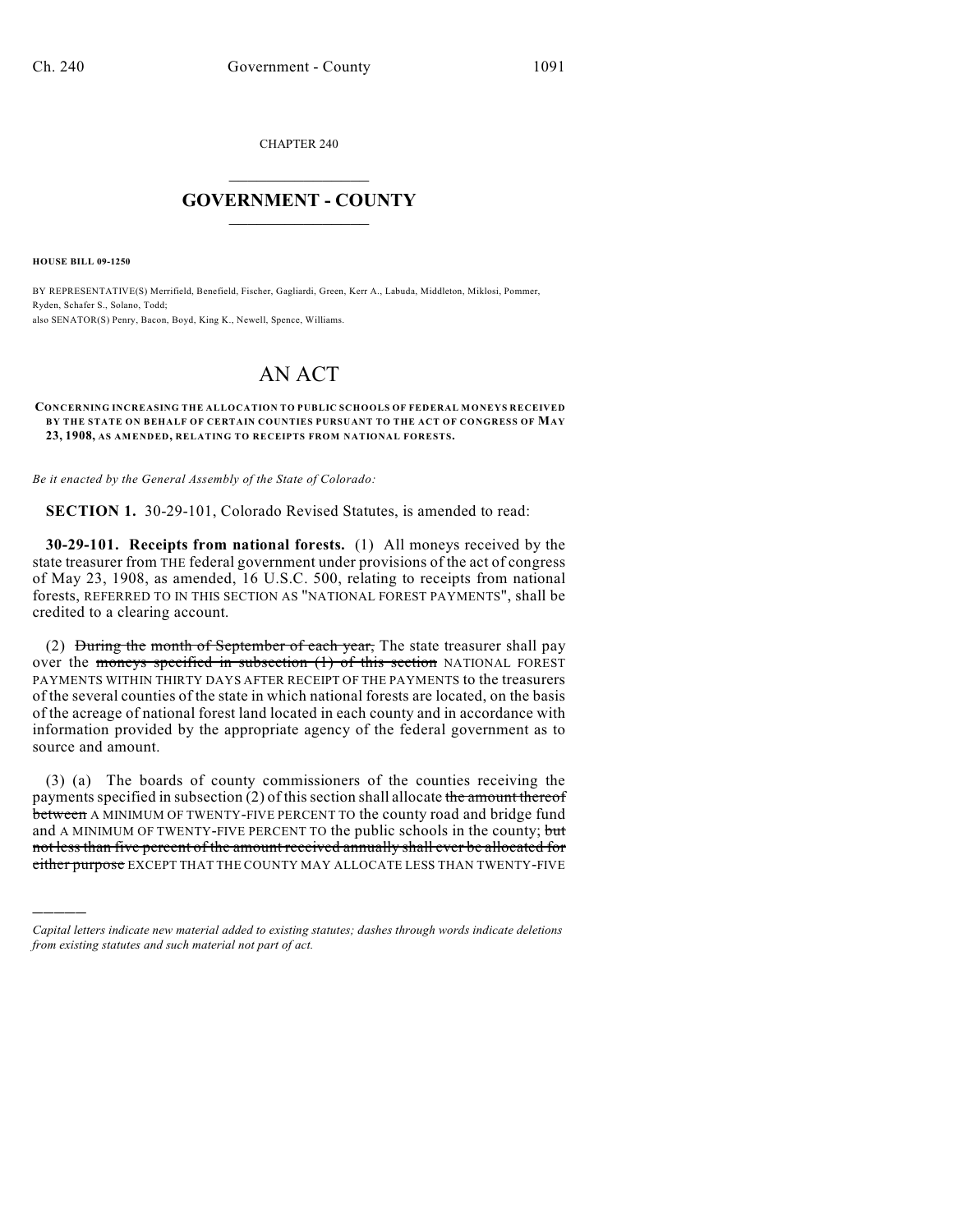CHAPTER 240

# GOVERNMENT - COUNTY

**HOUSE BILL 09-1250**

BY REPRESENTATIVE(S) Merrifield, Benefield, Fischer, Gagliardi, Green, Kerr A., Labuda, Middleton, Miklosi, Pommer, Ryden, Schafer S., Solano, Todd;
also SENATOR(S) Penry, Bacon, Boyd, King K., Newell, Spence, Williams.

# AN ACT

**CONCERNING INCREASING THE ALLOCATION TO PUBLIC SCHOOLS OF FEDERAL MONEYS RECEIVED BY THE STATE ON BEHALF OF CERTAIN COUNTIES PURSUANT TO THE ACT OF CONGRESS OF MAY 23, 1908, AS AMENDED, RELATING TO RECEIPTS FROM NATIONAL FORESTS.**

*Be it enacted by the General Assembly of the State of Colorado:*

**SECTION 1.** 30-29-101, Colorado Revised Statutes, is amended to read:

**30-29-101. Receipts from national forests.** (1) All moneys received by the state treasurer from THE federal government under provisions of the act of congress of May 23, 1908, as amended, 16 U.S.C. 500, relating to receipts from national forests, REFERRED TO IN THIS SECTION AS "NATIONAL FOREST PAYMENTS", shall be credited to a clearing account.

(2) ~~During the month of September of each year,~~ The state treasurer shall pay over the ~~moneys specified in subsection (1) of this section~~ NATIONAL FOREST PAYMENTS WITHIN THIRTY DAYS AFTER RECEIPT OF THE PAYMENTS to the treasurers of the several counties of the state in which national forests are located, on the basis of the acreage of national forest land located in each county and in accordance with information provided by the appropriate agency of the federal government as to source and amount.

(3) (a) The boards of county commissioners of the counties receiving the payments specified in subsection (2) of this section shall allocate ~~the amount thereof between~~ A MINIMUM OF TWENTY-FIVE PERCENT TO the county road and bridge fund and A MINIMUM OF TWENTY-FIVE PERCENT TO the public schools in the county; ~~but not less than five percent of the amount received annually shall ever be allocated for either purpose~~ EXCEPT THAT THE COUNTY MAY ALLOCATE LESS THAN TWENTY-FIVE

*Capital letters indicate new material added to existing statutes; dashes through words indicate deletions from existing statutes and such material not part of act.*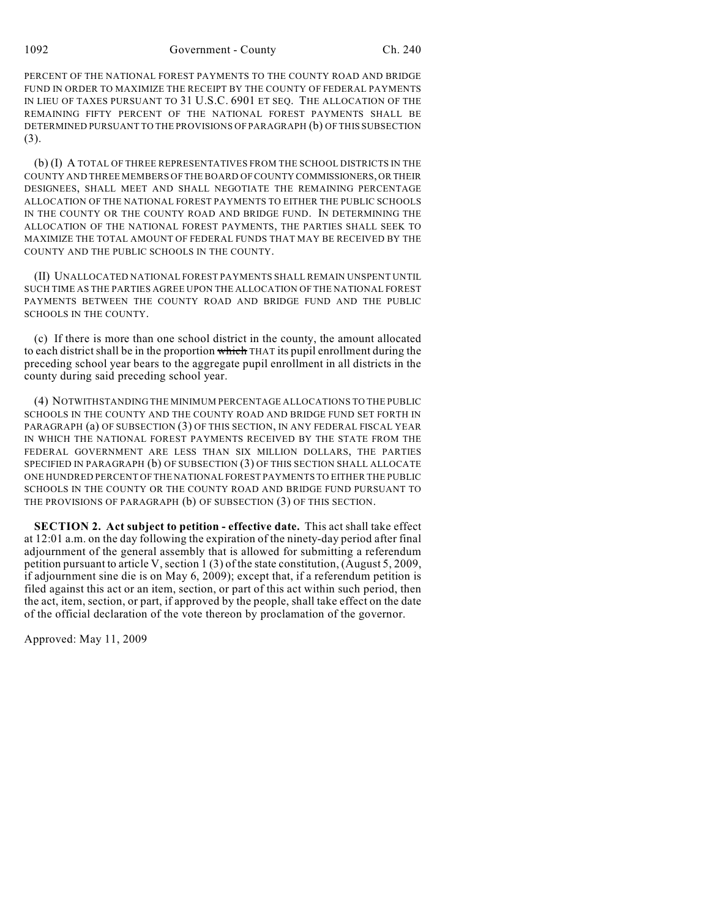PERCENT OF THE NATIONAL FOREST PAYMENTS TO THE COUNTY ROAD AND BRIDGE FUND IN ORDER TO MAXIMIZE THE RECEIPT BY THE COUNTY OF FEDERAL PAYMENTS IN LIEU OF TAXES PURSUANT TO 31 U.S.C. 6901 ET SEQ. THE ALLOCATION OF THE REMAINING FIFTY PERCENT OF THE NATIONAL FOREST PAYMENTS SHALL BE DETERMINED PURSUANT TO THE PROVISIONS OF PARAGRAPH (b) OF THIS SUBSECTION (3).

(b) (I) A TOTAL OF THREE REPRESENTATIVES FROM THE SCHOOL DISTRICTS IN THE COUNTY AND THREE MEMBERS OF THE BOARD OF COUNTY COMMISSIONERS, OR THEIR DESIGNEES, SHALL MEET AND SHALL NEGOTIATE THE REMAINING PERCENTAGE ALLOCATION OF THE NATIONAL FOREST PAYMENTS TO EITHER THE PUBLIC SCHOOLS IN THE COUNTY OR THE COUNTY ROAD AND BRIDGE FUND. IN DETERMINING THE ALLOCATION OF THE NATIONAL FOREST PAYMENTS, THE PARTIES SHALL SEEK TO MAXIMIZE THE TOTAL AMOUNT OF FEDERAL FUNDS THAT MAY BE RECEIVED BY THE COUNTY AND THE PUBLIC SCHOOLS IN THE COUNTY.

(II) UNALLOCATED NATIONAL FOREST PAYMENTS SHALL REMAIN UNSPENT UNTIL SUCH TIME AS THE PARTIES AGREE UPON THE ALLOCATION OF THE NATIONAL FOREST PAYMENTS BETWEEN THE COUNTY ROAD AND BRIDGE FUND AND THE PUBLIC SCHOOLS IN THE COUNTY.

(c) If there is more than one school district in the county, the amount allocated to each district shall be in the proportion ~~which~~ THAT its pupil enrollment during the preceding school year bears to the aggregate pupil enrollment in all districts in the county during said preceding school year.

(4) NOTWITHSTANDING THE MINIMUM PERCENTAGE ALLOCATIONS TO THE PUBLIC SCHOOLS IN THE COUNTY AND THE COUNTY ROAD AND BRIDGE FUND SET FORTH IN PARAGRAPH (a) OF SUBSECTION (3) OF THIS SECTION, IN ANY FEDERAL FISCAL YEAR IN WHICH THE NATIONAL FOREST PAYMENTS RECEIVED BY THE STATE FROM THE FEDERAL GOVERNMENT ARE LESS THAN SIX MILLION DOLLARS, THE PARTIES SPECIFIED IN PARAGRAPH (b) OF SUBSECTION (3) OF THIS SECTION SHALL ALLOCATE ONE HUNDRED PERCENT OF THE NATIONAL FOREST PAYMENTS TO EITHER THE PUBLIC SCHOOLS IN THE COUNTY OR THE COUNTY ROAD AND BRIDGE FUND PURSUANT TO THE PROVISIONS OF PARAGRAPH (b) OF SUBSECTION (3) OF THIS SECTION.

**SECTION 2. Act subject to petition - effective date.** This act shall take effect at 12:01 a.m. on the day following the expiration of the ninety-day period after final adjournment of the general assembly that is allowed for submitting a referendum petition pursuant to article V, section 1 (3) of the state constitution, (August 5, 2009, if adjournment sine die is on May 6, 2009); except that, if a referendum petition is filed against this act or an item, section, or part of this act within such period, then the act, item, section, or part, if approved by the people, shall take effect on the date of the official declaration of the vote thereon by proclamation of the governor.

Approved: May 11, 2009